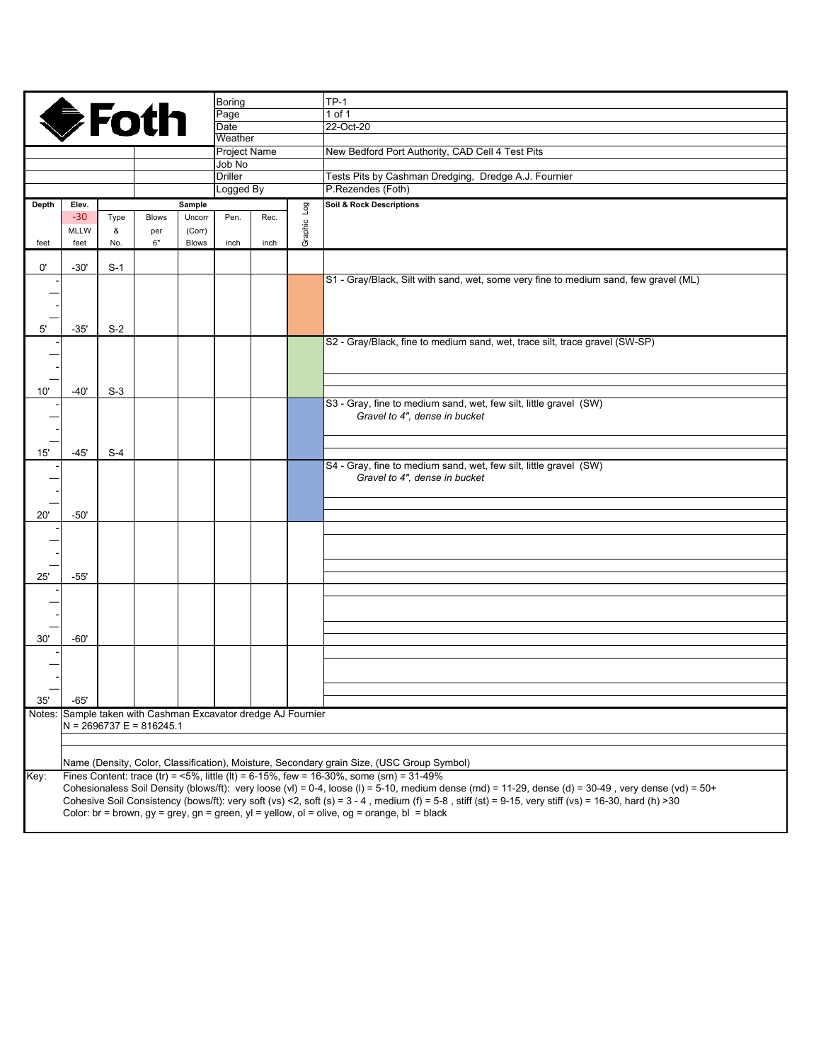**Foth**

| | |
|---|---|
| Boring | TP-1 |
| Page | 1 of 1 |
| Date | 22-Oct-20 |
| Weather | |
| Project Name | New Bedford Port Authority, CAD Cell 4 Test Pits |
| Job No | |
| Driller | Tests Pits by Cashman Dredging, Dredge A.J. Fournier |
| Logged By | P.Rezendes (Foth) |

| Depth (feet) | Elev. -30 MLLW (feet) | Sample Type & No. | Blows per 6" | Uncorr (Corr) Blows | Pen. inch | Rec. inch | Graphic Log | Soil & Rock Descriptions |
|---|---|---|---|---|---|---|---|---|
| 0' | -30' | S-1 | | | | | | |
| | | | | | | | | S1 - Gray/Black, Silt with sand, wet, some very fine to medium sand, few gravel (ML) |
| 5' | -35' | S-2 | | | | | | |
| | | | | | | | | S2 - Gray/Black, fine to medium sand, wet, trace silt, trace gravel (SW-SP) |
| 10' | -40' | S-3 | | | | | | |
| | | | | | | | | S3 - Gray, fine to medium sand, wet, few silt, little gravel (SW) *Gravel to 4", dense in bucket* |
| 15' | -45' | S-4 | | | | | | |
| | | | | | | | | S4 - Gray, fine to medium sand, wet, few silt, little gravel (SW) *Gravel to 4", dense in bucket* |
| 20' | -50' | | | | | | | |
| 25' | -55' | | | | | | | |
| 30' | -60' | | | | | | | |
| 35' | -65' | | | | | | | |

Notes: Sample taken with Cashman Excavator dredge AJ Fournier
N = 2696737 E = 816245.1

Name (Density, Color, Classification), Moisture, Secondary grain Size, (USC Group Symbol)

Key: Fines Content: trace (tr) = <5%, little (lt) = 6-15%, few = 16-30%, some (sm) = 31-49%
Cohesionaless Soil Density (blows/ft): very loose (vl) = 0-4, loose (l) = 5-10, medium dense (md) = 11-29, dense (d) = 30-49 , very dense (vd) = 50+
Cohesive Soil Consistency (bows/ft): very soft (vs) <2, soft (s) = 3 - 4 , medium (f) = 5-8 , stiff (st) = 9-15, very stiff (vs) = 16-30, hard (h) >30
Color: br = brown, gy = grey, gn = green, yl = yellow, ol = olive, og = orange, bl = black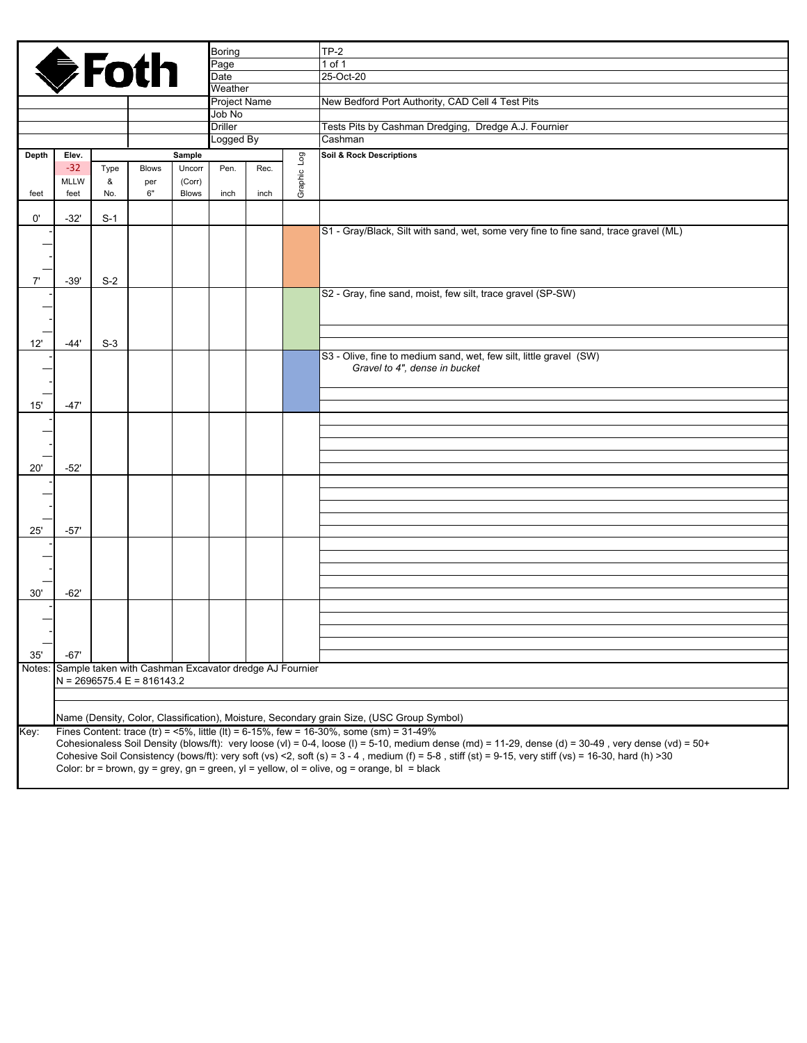**Foth**

| Boring | TP-2 |
|---|---|
| Page | 1 of 1 |
| Date | 25-Oct-20 |
| Weather | |
| Project Name | New Bedford Port Authority, CAD Cell 4 Test Pits |
| Job No | |
| Driller | Tests Pits by Cashman Dredging, Dredge A.J. Fournier |
| Logged By | Cashman |

| Depth (feet) | Elev. -32 MLLW (feet) | Sample Type & No. | Sample Blows per 6" | Sample Uncorr (Corr) Blows | Sample Pen. (inch) | Sample Rec. (inch) | Graphic Log | Soil & Rock Descriptions |
|---|---|---|---|---|---|---|---|---|
| 0' | -32' | S-1 | | | | | | |
| | | | | | | | | S1 - Gray/Black, Silt with sand, wet, some very fine to fine sand, trace gravel (ML) |
| 7' | -39' | S-2 | | | | | | |
| | | | | | | | | S2 - Gray, fine sand, moist, few silt, trace gravel (SP-SW) |
| 12' | -44' | S-3 | | | | | | |
| | | | | | | | | S3 - Olive, fine to medium sand, wet, few silt, little gravel (SW) *Gravel to 4", dense in bucket* |
| 15' | -47' | | | | | | | |
| 20' | -52' | | | | | | | |
| 25' | -57' | | | | | | | |
| 30' | -62' | | | | | | | |
| 35' | -67' | | | | | | | |

Notes: Sample taken with Cashman Excavator dredge AJ Fournier
N = 2696575.4 E = 816143.2

Name (Density, Color, Classification), Moisture, Secondary grain Size, (USC Group Symbol)

Key: Fines Content: trace (tr) = <5%, little (lt) = 6-15%, few = 16-30%, some (sm) = 31-49%
Cohesionaless Soil Density (blows/ft): very loose (vl) = 0-4, loose (l) = 5-10, medium dense (md) = 11-29, dense (d) = 30-49 , very dense (vd) = 50+
Cohesive Soil Consistency (bows/ft): very soft (vs) <2, soft (s) = 3 - 4 , medium (f) = 5-8 , stiff (st) = 9-15, very stiff (vs) = 16-30, hard (h) >30
Color: br = brown, gy = grey, gn = green, yl = yellow, ol = olive, og = orange, bl = black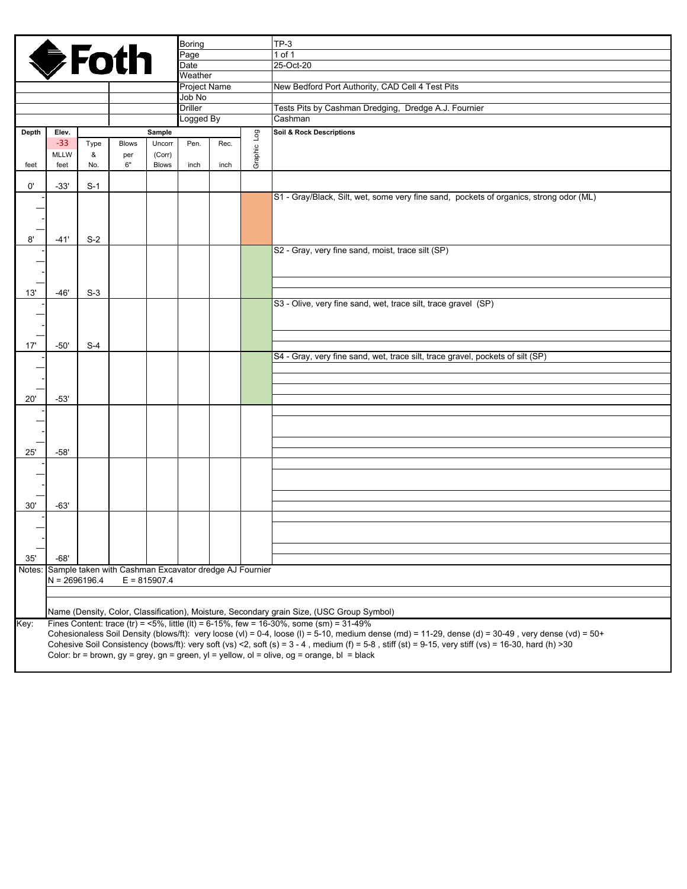# Foth

| | |
|---|---|
| Boring | TP-3 |
| Page | 1 of 1 |
| Date | 25-Oct-20 |
| Weather | |
| Project Name | New Bedford Port Authority, CAD Cell 4 Test Pits |
| Job No | |
| Driller | Tests Pits by Cashman Dredging, Dredge A.J. Fournier |
| Logged By | Cashman |

| Depth (feet) | Elev. -33 MLLW (feet) | Sample Type & No. | Blows per 6" | Uncorr (Corr) Blows | Pen. (inch) | Rec. (inch) | Graphic Log | Soil & Rock Descriptions |
|---|---|---|---|---|---|---|---|---|
| 0' | -33' | S-1 | | | | | | |
| | | | | | | | | S1 - Gray/Black, Silt, wet, some very fine sand, pockets of organics, strong odor (ML) |
| 8' | -41' | S-2 | | | | | | |
| | | | | | | | | S2 - Gray, very fine sand, moist, trace silt (SP) |
| 13' | -46' | S-3 | | | | | | |
| | | | | | | | | S3 - Olive, very fine sand, wet, trace silt, trace gravel (SP) |
| 17' | -50' | S-4 | | | | | | |
| | | | | | | | | S4 - Gray, very fine sand, wet, trace silt, trace gravel, pockets of silt (SP) |
| 20' | -53' | | | | | | | |
| 25' | -58' | | | | | | | |
| 30' | -63' | | | | | | | |
| 35' | -68' | | | | | | | |

Notes: Sample taken with Cashman Excavator dredge AJ Fournier

N = 2696196.4 E = 815907.4

Name (Density, Color, Classification), Moisture, Secondary grain Size, (USC Group Symbol)

Key: Fines Content: trace (tr) = <5%, little (lt) = 6-15%, few = 16-30%, some (sm) = 31-49%

Cohesionaless Soil Density (blows/ft): very loose (vl) = 0-4, loose (l) = 5-10, medium dense (md) = 11-29, dense (d) = 30-49 , very dense (vd) = 50+

Cohesive Soil Consistency (bows/ft): very soft (vs) <2, soft (s) = 3 - 4 , medium (f) = 5-8 , stiff (st) = 9-15, very stiff (vs) = 16-30, hard (h) >30

Color: br = brown, gy = grey, gn = green, yl = yellow, ol = olive, og = orange, bl = black